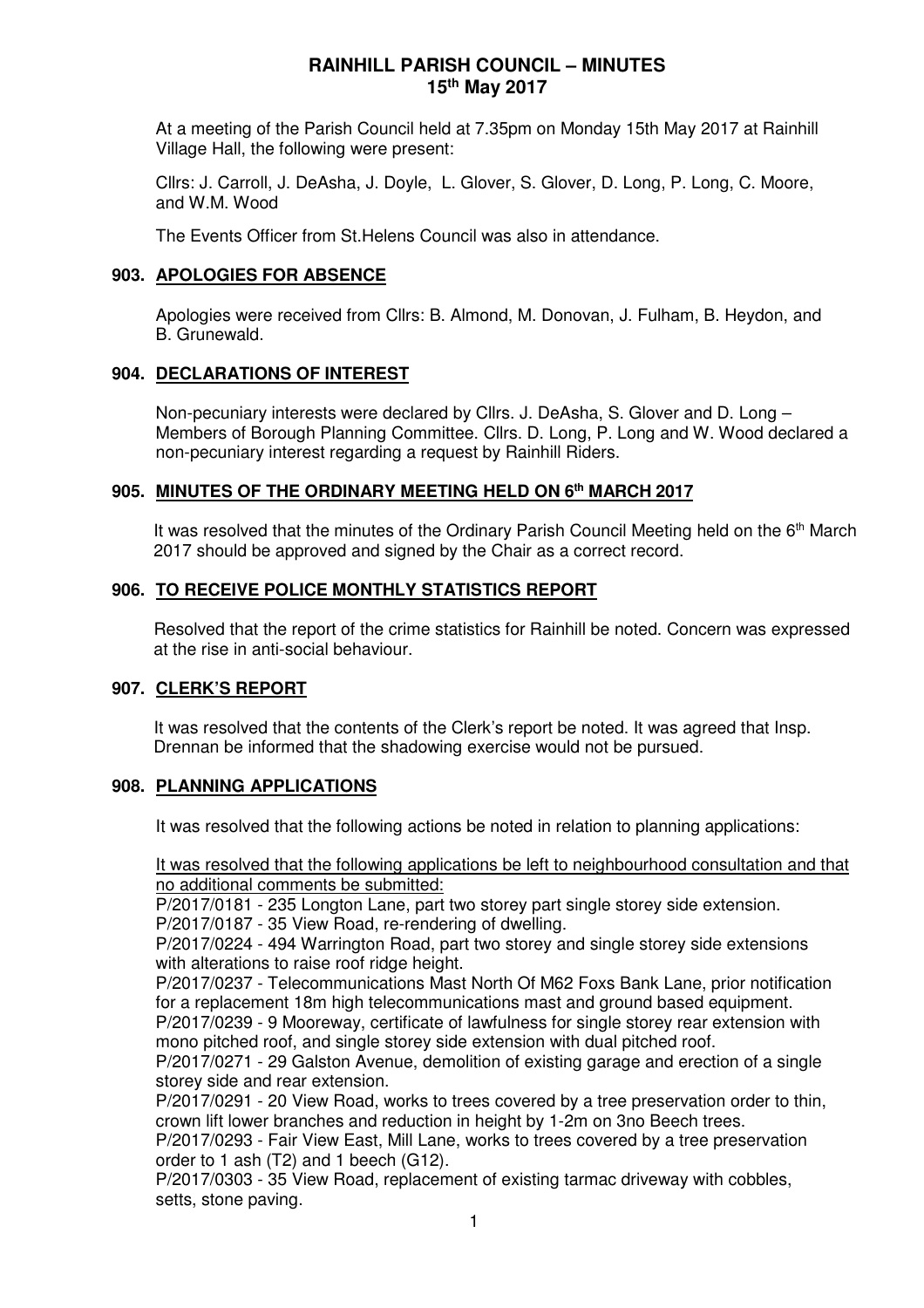# RAINHILL PARISH COUNCIL – MINUTES
## 15th May 2017

At a meeting of the Parish Council held at 7.35pm on Monday 15th May 2017 at Rainhill Village Hall, the following were present:

Cllrs: J. Carroll, J. DeAsha, J. Doyle, L. Glover, S. Glover, D. Long, P. Long, C. Moore, and W.M. Wood

The Events Officer from St.Helens Council was also in attendance.

### 903. APOLOGIES FOR ABSENCE

Apologies were received from Cllrs: B. Almond, M. Donovan, J. Fulham, B. Heydon, and B. Grunewald.

### 904. DECLARATIONS OF INTEREST

Non-pecuniary interests were declared by Cllrs. J. DeAsha, S. Glover and D. Long – Members of Borough Planning Committee. Cllrs. D. Long, P. Long and W. Wood declared a non-pecuniary interest regarding a request by Rainhill Riders.

### 905. MINUTES OF THE ORDINARY MEETING HELD ON 6th MARCH 2017

It was resolved that the minutes of the Ordinary Parish Council Meeting held on the 6th March 2017 should be approved and signed by the Chair as a correct record.

### 906. TO RECEIVE POLICE MONTHLY STATISTICS REPORT

Resolved that the report of the crime statistics for Rainhill be noted. Concern was expressed at the rise in anti-social behaviour.

### 907. CLERK'S REPORT

It was resolved that the contents of the Clerk's report be noted. It was agreed that Insp. Drennan be informed that the shadowing exercise would not be pursued.

### 908. PLANNING APPLICATIONS

It was resolved that the following actions be noted in relation to planning applications:

<u>It was resolved that the following applications be left to neighbourhood consultation and that no additional comments be submitted:</u>

P/2017/0181 - 235 Longton Lane, part two storey part single storey side extension.
P/2017/0187 - 35 View Road, re-rendering of dwelling.
P/2017/0224 - 494 Warrington Road, part two storey and single storey side extensions with alterations to raise roof ridge height.
P/2017/0237 - Telecommunications Mast North Of M62 Foxs Bank Lane, prior notification for a replacement 18m high telecommunications mast and ground based equipment.
P/2017/0239 - 9 Mooreway, certificate of lawfulness for single storey rear extension with mono pitched roof, and single storey side extension with dual pitched roof.
P/2017/0271 - 29 Galston Avenue, demolition of existing garage and erection of a single storey side and rear extension.
P/2017/0291 - 20 View Road, works to trees covered by a tree preservation order to thin, crown lift lower branches and reduction in height by 1-2m on 3no Beech trees.
P/2017/0293 - Fair View East, Mill Lane, works to trees covered by a tree preservation order to 1 ash (T2) and 1 beech (G12).
P/2017/0303 - 35 View Road, replacement of existing tarmac driveway with cobbles, setts, stone paving.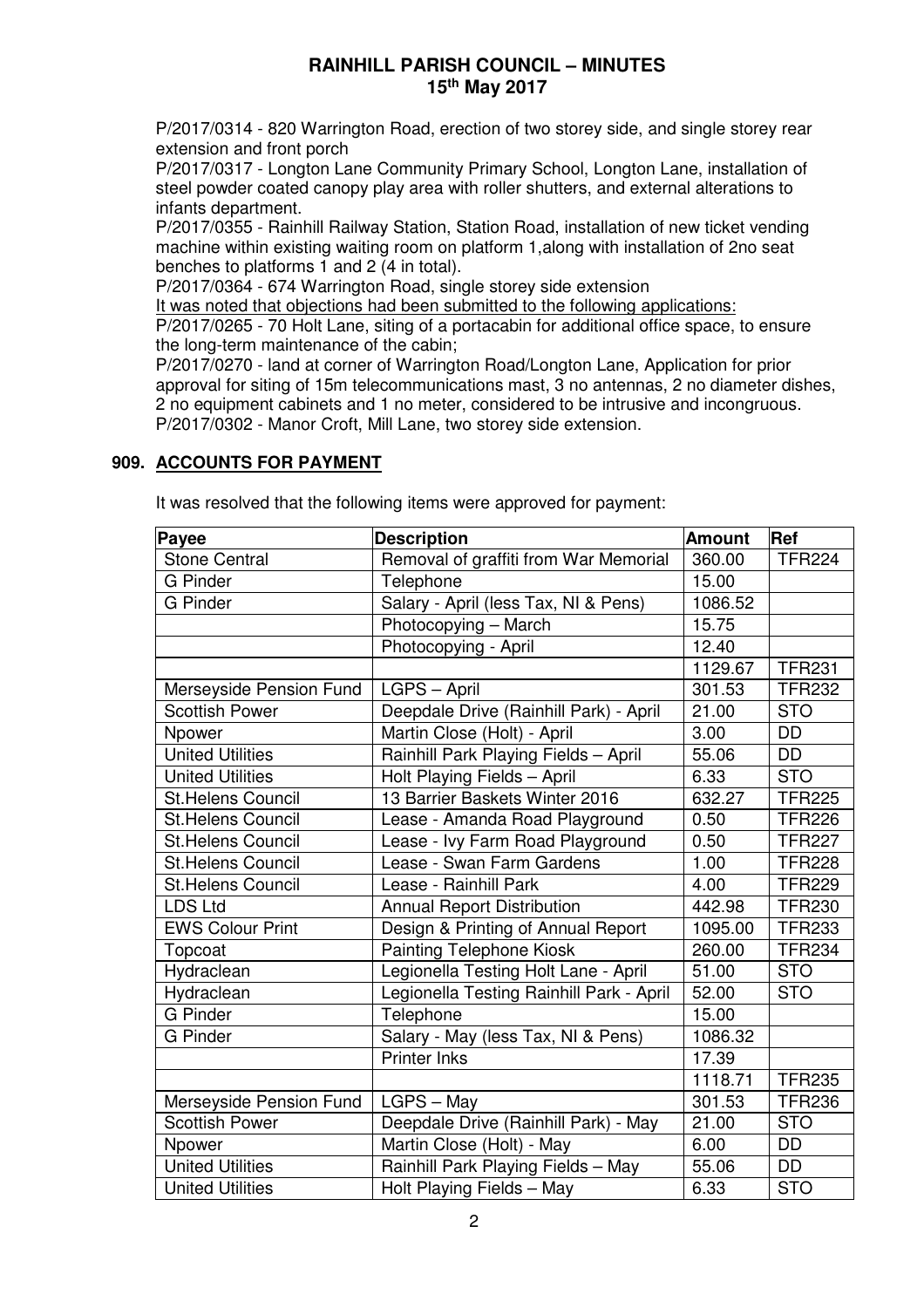P/2017/0314 - 820 Warrington Road, erection of two storey side, and single storey rear extension and front porch

P/2017/0317 - Longton Lane Community Primary School, Longton Lane, installation of steel powder coated canopy play area with roller shutters, and external alterations to infants department.

P/2017/0355 - Rainhill Railway Station, Station Road, installation of new ticket vending machine within existing waiting room on platform 1,along with installation of 2no seat benches to platforms 1 and 2 (4 in total).

P/2017/0364 - 674 Warrington Road, single storey side extension

<u>It was noted that objections had been submitted to the following applications:</u>

P/2017/0265 - 70 Holt Lane, siting of a portacabin for additional office space, to ensure the long-term maintenance of the cabin;

P/2017/0270 - land at corner of Warrington Road/Longton Lane, Application for prior approval for siting of 15m telecommunications mast, 3 no antennas, 2 no diameter dishes, 2 no equipment cabinets and 1 no meter, considered to be intrusive and incongruous.

P/2017/0302 - Manor Croft, Mill Lane, two storey side extension.

## 909. <u>ACCOUNTS FOR PAYMENT</u>

It was resolved that the following items were approved for payment:

| Payee | Description | Amount | Ref |
|---|---|---|---|
| Stone Central | Removal of graffiti from War Memorial | 360.00 | TFR224 |
| G Pinder | Telephone | 15.00 | |
| G Pinder | Salary - April (less Tax, NI & Pens) | 1086.52 | |
| | Photocopying – March | 15.75 | |
| | Photocopying - April | 12.40 | |
| | | 1129.67 | TFR231 |
| Merseyside Pension Fund | LGPS – April | 301.53 | TFR232 |
| Scottish Power | Deepdale Drive (Rainhill Park) - April | 21.00 | STO |
| Npower | Martin Close (Holt) - April | 3.00 | DD |
| United Utilities | Rainhill Park Playing Fields – April | 55.06 | DD |
| United Utilities | Holt Playing Fields – April | 6.33 | STO |
| St.Helens Council | 13 Barrier Baskets Winter 2016 | 632.27 | TFR225 |
| St.Helens Council | Lease - Amanda Road Playground | 0.50 | TFR226 |
| St.Helens Council | Lease - Ivy Farm Road Playground | 0.50 | TFR227 |
| St.Helens Council | Lease - Swan Farm Gardens | 1.00 | TFR228 |
| St.Helens Council | Lease - Rainhill Park | 4.00 | TFR229 |
| LDS Ltd | Annual Report Distribution | 442.98 | TFR230 |
| EWS Colour Print | Design & Printing of Annual Report | 1095.00 | TFR233 |
| Topcoat | Painting Telephone Kiosk | 260.00 | TFR234 |
| Hydraclean | Legionella Testing Holt Lane - April | 51.00 | STO |
| Hydraclean | Legionella Testing Rainhill Park - April | 52.00 | STO |
| G Pinder | Telephone | 15.00 | |
| G Pinder | Salary - May (less Tax, NI & Pens) | 1086.32 | |
| | Printer Inks | 17.39 | |
| | | 1118.71 | TFR235 |
| Merseyside Pension Fund | LGPS – May | 301.53 | TFR236 |
| Scottish Power | Deepdale Drive (Rainhill Park) - May | 21.00 | STO |
| Npower | Martin Close (Holt) - May | 6.00 | DD |
| United Utilities | Rainhill Park Playing Fields – May | 55.06 | DD |
| United Utilities | Holt Playing Fields – May | 6.33 | STO |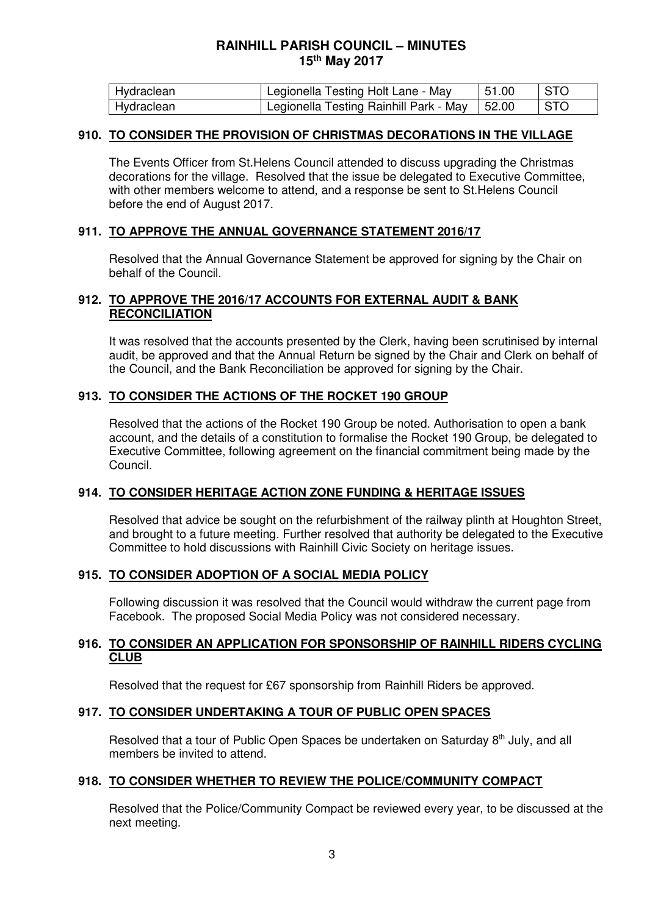| Hydraclean | Legionella Testing Holt Lane - May | 51.00 | STO |
|---|---|---|---|
| Hydraclean | Legionella Testing Rainhill Park - May | 52.00 | STO |

## 910. TO CONSIDER THE PROVISION OF CHRISTMAS DECORATIONS IN THE VILLAGE

The Events Officer from St.Helens Council attended to discuss upgrading the Christmas decorations for the village. Resolved that the issue be delegated to Executive Committee, with other members welcome to attend, and a response be sent to St.Helens Council before the end of August 2017.

## 911. TO APPROVE THE ANNUAL GOVERNANCE STATEMENT 2016/17

Resolved that the Annual Governance Statement be approved for signing by the Chair on behalf of the Council.

## 912. TO APPROVE THE 2016/17 ACCOUNTS FOR EXTERNAL AUDIT & BANK RECONCILIATION

It was resolved that the accounts presented by the Clerk, having been scrutinised by internal audit, be approved and that the Annual Return be signed by the Chair and Clerk on behalf of the Council, and the Bank Reconciliation be approved for signing by the Chair.

## 913. TO CONSIDER THE ACTIONS OF THE ROCKET 190 GROUP

Resolved that the actions of the Rocket 190 Group be noted. Authorisation to open a bank account, and the details of a constitution to formalise the Rocket 190 Group, be delegated to Executive Committee, following agreement on the financial commitment being made by the Council.

## 914. TO CONSIDER HERITAGE ACTION ZONE FUNDING & HERITAGE ISSUES

Resolved that advice be sought on the refurbishment of the railway plinth at Houghton Street, and brought to a future meeting. Further resolved that authority be delegated to the Executive Committee to hold discussions with Rainhill Civic Society on heritage issues.

## 915. TO CONSIDER ADOPTION OF A SOCIAL MEDIA POLICY

Following discussion it was resolved that the Council would withdraw the current page from Facebook. The proposed Social Media Policy was not considered necessary.

## 916. TO CONSIDER AN APPLICATION FOR SPONSORSHIP OF RAINHILL RIDERS CYCLING CLUB

Resolved that the request for £67 sponsorship from Rainhill Riders be approved.

## 917. TO CONSIDER UNDERTAKING A TOUR OF PUBLIC OPEN SPACES

Resolved that a tour of Public Open Spaces be undertaken on Saturday 8th July, and all members be invited to attend.

## 918. TO CONSIDER WHETHER TO REVIEW THE POLICE/COMMUNITY COMPACT

Resolved that the Police/Community Compact be reviewed every year, to be discussed at the next meeting.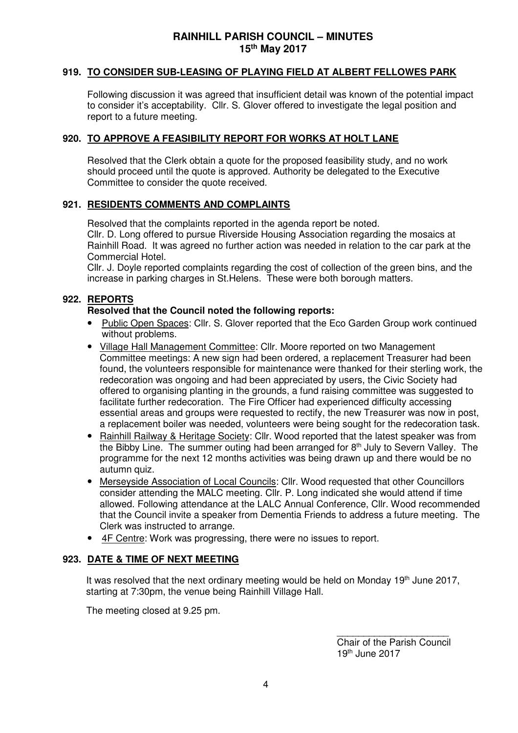# RAINHILL PARISH COUNCIL – MINUTES
## 15th May 2017

### 919. TO CONSIDER SUB-LEASING OF PLAYING FIELD AT ALBERT FELLOWES PARK

Following discussion it was agreed that insufficient detail was known of the potential impact to consider it's acceptability. Cllr. S. Glover offered to investigate the legal position and report to a future meeting.

### 920. TO APPROVE A FEASIBILITY REPORT FOR WORKS AT HOLT LANE

Resolved that the Clerk obtain a quote for the proposed feasibility study, and no work should proceed until the quote is approved. Authority be delegated to the Executive Committee to consider the quote received.

### 921. RESIDENTS COMMENTS AND COMPLAINTS

Resolved that the complaints reported in the agenda report be noted.
Cllr. D. Long offered to pursue Riverside Housing Association regarding the mosaics at Rainhill Road. It was agreed no further action was needed in relation to the car park at the Commercial Hotel.
Cllr. J. Doyle reported complaints regarding the cost of collection of the green bins, and the increase in parking charges in St.Helens. These were both borough matters.

### 922. REPORTS

**Resolved that the Council noted the following reports:**

- Public Open Spaces: Cllr. S. Glover reported that the Eco Garden Group work continued without problems.
- Village Hall Management Committee: Cllr. Moore reported on two Management Committee meetings: A new sign had been ordered, a replacement Treasurer had been found, the volunteers responsible for maintenance were thanked for their sterling work, the redecoration was ongoing and had been appreciated by users, the Civic Society had offered to organising planting in the grounds, a fund raising committee was suggested to facilitate further redecoration. The Fire Officer had experienced difficulty accessing essential areas and groups were requested to rectify, the new Treasurer was now in post, a replacement boiler was needed, volunteers were being sought for the redecoration task.
- Rainhill Railway & Heritage Society: Cllr. Wood reported that the latest speaker was from the Bibby Line. The summer outing had been arranged for 8th July to Severn Valley. The programme for the next 12 months activities was being drawn up and there would be no autumn quiz.
- Merseyside Association of Local Councils: Cllr. Wood requested that other Councillors consider attending the MALC meeting. Cllr. P. Long indicated she would attend if time allowed. Following attendance at the LALC Annual Conference, Cllr. Wood recommended that the Council invite a speaker from Dementia Friends to address a future meeting. The Clerk was instructed to arrange.
- 4F Centre: Work was progressing, there were no issues to report.

### 923. DATE & TIME OF NEXT MEETING

It was resolved that the next ordinary meeting would be held on Monday 19th June 2017, starting at 7:30pm, the venue being Rainhill Village Hall.

The meeting closed at 9.25 pm.

\_\_\_\_\_\_\_\_\_\_\_\_\_\_\_\_\_\_\_\_\_\_
Chair of the Parish Council
19th June 2017